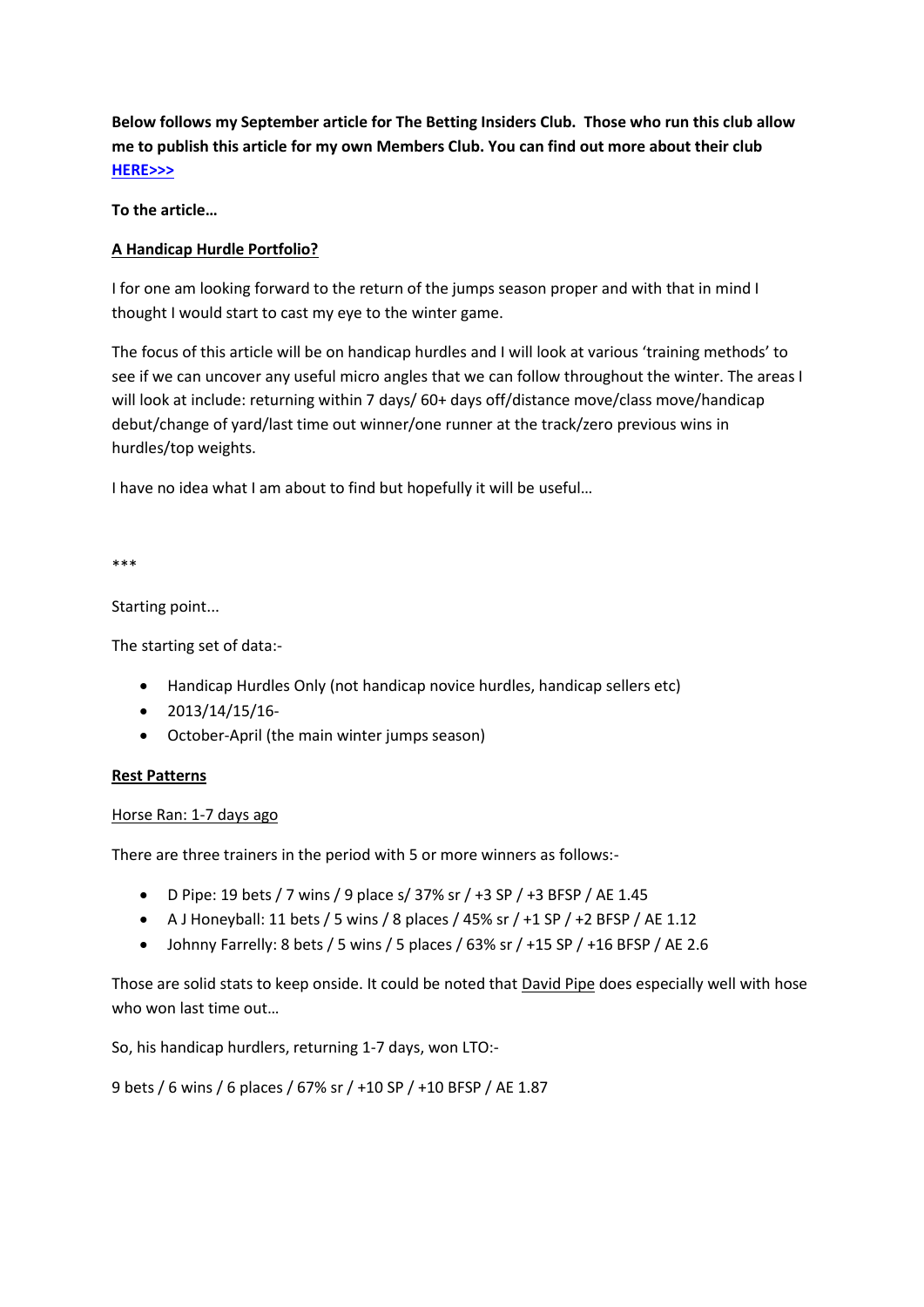**Below follows my September article for The Betting Insiders Club. Those who run this club allow me to publish this article for my own Members Club. You can find out more about their club [HERE>>>]**

**To the article…**

**A Handicap Hurdle Portfolio?**

I for one am looking forward to the return of the jumps season proper and with that in mind I thought I would start to cast my eye to the winter game.

The focus of this article will be on handicap hurdles and I will look at various 'training methods' to see if we can uncover any useful micro angles that we can follow throughout the winter. The areas I will look at include: returning within 7 days/ 60+ days off/distance move/class move/handicap debut/change of yard/last time out winner/one runner at the track/zero previous wins in hurdles/top weights.

I have no idea what I am about to find but hopefully it will be useful…

***

Starting point...

The starting set of data:-

- Handicap Hurdles Only (not handicap novice hurdles, handicap sellers etc)
- 2013/14/15/16-
- October-April (the main winter jumps season)

**Rest Patterns**

Horse Ran: 1-7 days ago

There are three trainers in the period with 5 or more winners as follows:-

- D Pipe: 19 bets / 7 wins / 9 place s/ 37% sr / +3 SP / +3 BFSP / AE 1.45
- A J Honeyball: 11 bets / 5 wins / 8 places / 45% sr / +1 SP / +2 BFSP / AE 1.12
- Johnny Farrelly: 8 bets / 5 wins / 5 places / 63% sr / +15 SP / +16 BFSP / AE 2.6

Those are solid stats to keep onside. It could be noted that David Pipe does especially well with hose who won last time out…

So, his handicap hurdlers, returning 1-7 days, won LTO:-

9 bets / 6 wins / 6 places / 67% sr / +10 SP / +10 BFSP / AE 1.87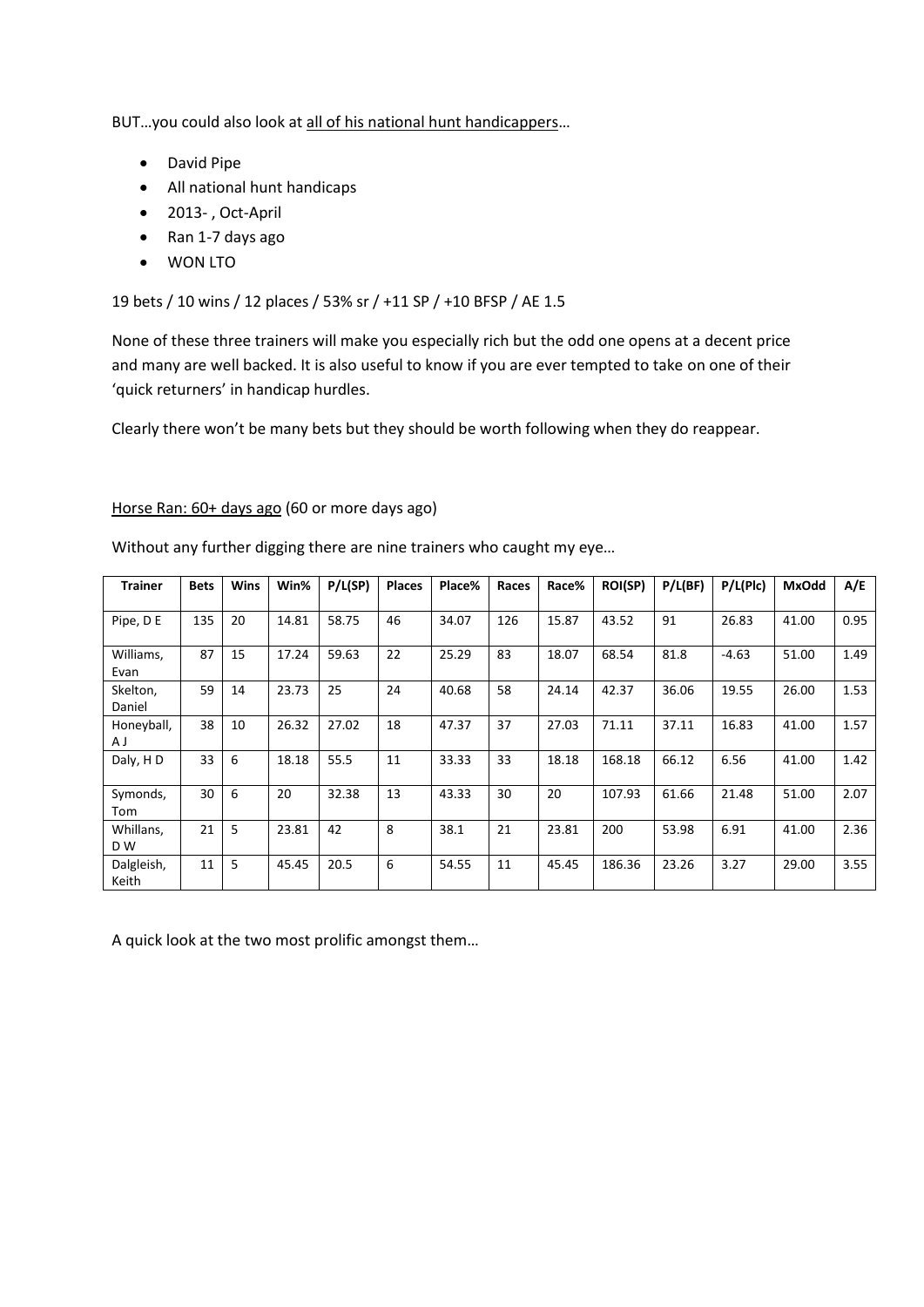BUT…you could also look at <u>all of his national hunt handicappers</u>…

- David Pipe
- All national hunt handicaps
- 2013- , Oct-April
- Ran 1-7 days ago
- WON LTO

19 bets / 10 wins / 12 places / 53% sr / +11 SP / +10 BFSP / AE 1.5

None of these three trainers will make you especially rich but the odd one opens at a decent price and many are well backed. It is also useful to know if you are ever tempted to take on one of their 'quick returners' in handicap hurdles.

Clearly there won't be many bets but they should be worth following when they do reappear.

<u>Horse Ran: 60+ days ago</u> (60 or more days ago)

Without any further digging there are nine trainers who caught my eye…

| Trainer | Bets | Wins | Win% | P/L(SP) | Places | Place% | Races | Race% | ROI(SP) | P/L(BF) | P/L(Plc) | MxOdd | A/E |
|---|---|---|---|---|---|---|---|---|---|---|---|---|---|
| Pipe, D E | 135 | 20 | 14.81 | 58.75 | 46 | 34.07 | 126 | 15.87 | 43.52 | 91 | 26.83 | 41.00 | 0.95 |
| Williams, Evan | 87 | 15 | 17.24 | 59.63 | 22 | 25.29 | 83 | 18.07 | 68.54 | 81.8 | -4.63 | 51.00 | 1.49 |
| Skelton, Daniel | 59 | 14 | 23.73 | 25 | 24 | 40.68 | 58 | 24.14 | 42.37 | 36.06 | 19.55 | 26.00 | 1.53 |
| Honeyball, A J | 38 | 10 | 26.32 | 27.02 | 18 | 47.37 | 37 | 27.03 | 71.11 | 37.11 | 16.83 | 41.00 | 1.57 |
| Daly, H D | 33 | 6 | 18.18 | 55.5 | 11 | 33.33 | 33 | 18.18 | 168.18 | 66.12 | 6.56 | 41.00 | 1.42 |
| Symonds, Tom | 30 | 6 | 20 | 32.38 | 13 | 43.33 | 30 | 20 | 107.93 | 61.66 | 21.48 | 51.00 | 2.07 |
| Whillans, D W | 21 | 5 | 23.81 | 42 | 8 | 38.1 | 21 | 23.81 | 200 | 53.98 | 6.91 | 41.00 | 2.36 |
| Dalgleish, Keith | 11 | 5 | 45.45 | 20.5 | 6 | 54.55 | 11 | 45.45 | 186.36 | 23.26 | 3.27 | 29.00 | 3.55 |

A quick look at the two most prolific amongst them…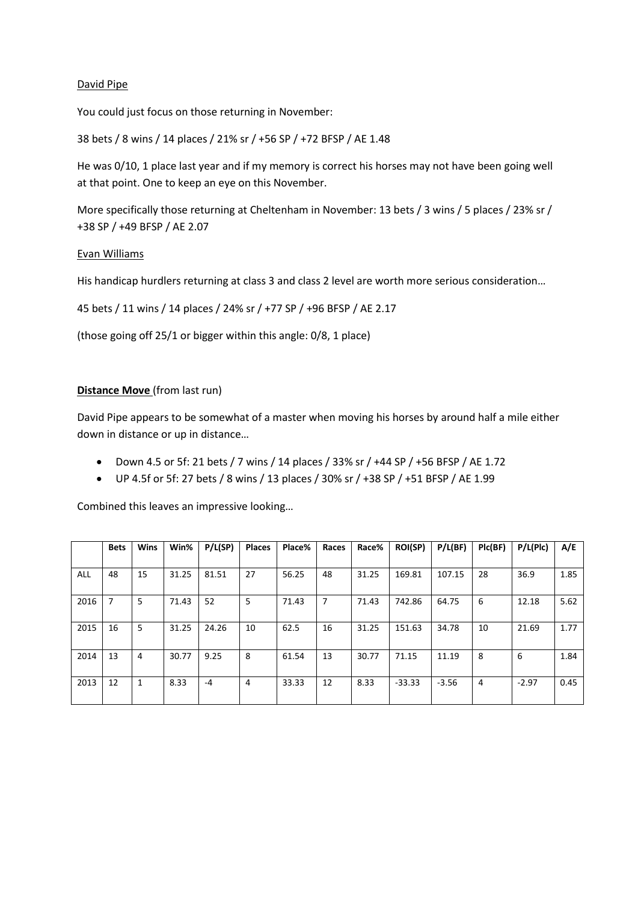David Pipe

You could just focus on those returning in November:

38 bets / 8 wins / 14 places / 21% sr / +56 SP / +72 BFSP / AE 1.48

He was 0/10, 1 place last year and if my memory is correct his horses may not have been going well at that point. One to keep an eye on this November.

More specifically those returning at Cheltenham in November: 13 bets / 3 wins / 5 places / 23% sr / +38 SP / +49 BFSP / AE 2.07

Evan Williams

His handicap hurdlers returning at class 3 and class 2 level are worth more serious consideration…

45 bets / 11 wins / 14 places / 24% sr / +77 SP / +96 BFSP / AE 2.17

(those going off 25/1 or bigger within this angle: 0/8, 1 place)

**Distance Move** (from last run)

David Pipe appears to be somewhat of a master when moving his horses by around half a mile either down in distance or up in distance…

- Down 4.5 or 5f: 21 bets / 7 wins / 14 places / 33% sr / +44 SP / +56 BFSP / AE 1.72
- UP 4.5f or 5f: 27 bets / 8 wins / 13 places / 30% sr / +38 SP / +51 BFSP / AE 1.99

Combined this leaves an impressive looking…

| | Bets | Wins | Win% | P/L(SP) | Places | Place% | Races | Race% | ROI(SP) | P/L(BF) | Plc(BF) | P/L(Plc) | A/E |
|---|---|---|---|---|---|---|---|---|---|---|---|---|---|
| ALL | 48 | 15 | 31.25 | 81.51 | 27 | 56.25 | 48 | 31.25 | 169.81 | 107.15 | 28 | 36.9 | 1.85 |
| 2016 | 7 | 5 | 71.43 | 52 | 5 | 71.43 | 7 | 71.43 | 742.86 | 64.75 | 6 | 12.18 | 5.62 |
| 2015 | 16 | 5 | 31.25 | 24.26 | 10 | 62.5 | 16 | 31.25 | 151.63 | 34.78 | 10 | 21.69 | 1.77 |
| 2014 | 13 | 4 | 30.77 | 9.25 | 8 | 61.54 | 13 | 30.77 | 71.15 | 11.19 | 8 | 6 | 1.84 |
| 2013 | 12 | 1 | 8.33 | -4 | 4 | 33.33 | 12 | 8.33 | -33.33 | -3.56 | 4 | -2.97 | 0.45 |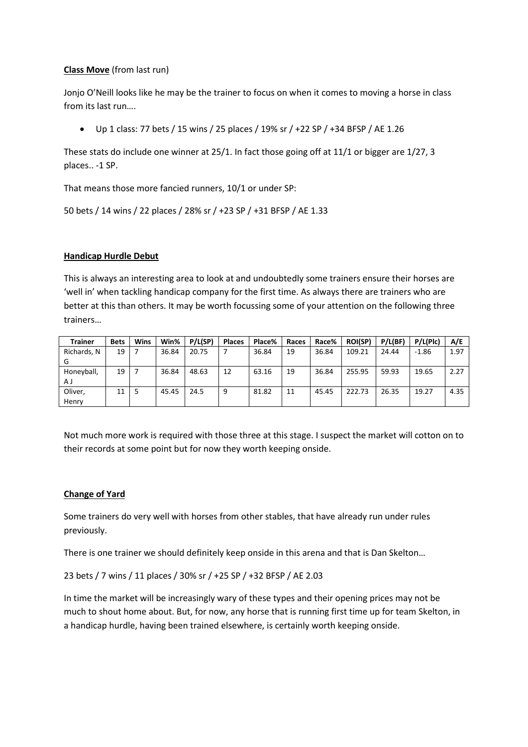**Class Move** (from last run)

Jonjo O'Neill looks like he may be the trainer to focus on when it comes to moving a horse in class from its last run….

- Up 1 class: 77 bets / 15 wins / 25 places / 19% sr / +22 SP / +34 BFSP / AE 1.26

These stats do include one winner at 25/1. In fact those going off at 11/1 or bigger are 1/27, 3 places.. -1 SP.

That means those more fancied runners, 10/1 or under SP:

50 bets / 14 wins / 22 places / 28% sr / +23 SP / +31 BFSP / AE 1.33

**Handicap Hurdle Debut**

This is always an interesting area to look at and undoubtedly some trainers ensure their horses are 'well in' when tackling handicap company for the first time. As always there are trainers who are better at this than others. It may be worth focussing some of your attention on the following three trainers…

| Trainer | Bets | Wins | Win% | P/L(SP) | Places | Place% | Races | Race% | ROI(SP) | P/L(BF) | P/L(Plc) | A/E |
|---|---|---|---|---|---|---|---|---|---|---|---|---|
| Richards, N G | 19 | 7 | 36.84 | 20.75 | 7 | 36.84 | 19 | 36.84 | 109.21 | 24.44 | -1.86 | 1.97 |
| Honeyball, A J | 19 | 7 | 36.84 | 48.63 | 12 | 63.16 | 19 | 36.84 | 255.95 | 59.93 | 19.65 | 2.27 |
| Oliver, Henry | 11 | 5 | 45.45 | 24.5 | 9 | 81.82 | 11 | 45.45 | 222.73 | 26.35 | 19.27 | 4.35 |

Not much more work is required with those three at this stage. I suspect the market will cotton on to their records at some point but for now they worth keeping onside.

**Change of Yard**

Some trainers do very well with horses from other stables, that have already run under rules previously.

There is one trainer we should definitely keep onside in this arena and that is Dan Skelton…

23 bets / 7 wins / 11 places / 30% sr / +25 SP / +32 BFSP / AE 2.03

In time the market will be increasingly wary of these types and their opening prices may not be much to shout home about. But, for now, any horse that is running first time up for team Skelton, in a handicap hurdle, having been trained elsewhere, is certainly worth keeping onside.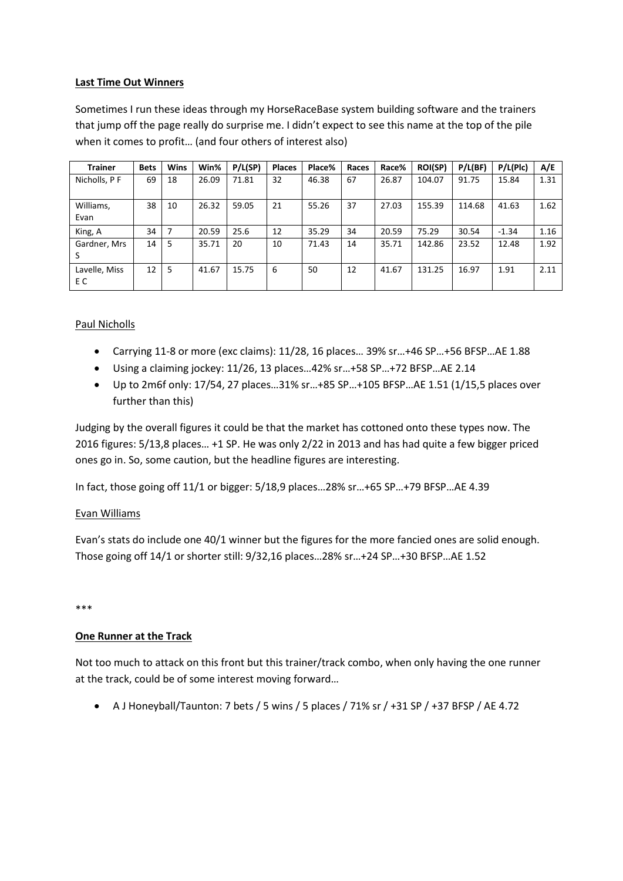**Last Time Out Winners**

Sometimes I run these ideas through my HorseRaceBase system building software and the trainers that jump off the page really do surprise me. I didn't expect to see this name at the top of the pile when it comes to profit… (and four others of interest also)

| Trainer | Bets | Wins | Win% | P/L(SP) | Places | Place% | Races | Race% | ROI(SP) | P/L(BF) | P/L(Plc) | A/E |
|---|---|---|---|---|---|---|---|---|---|---|---|---|
| Nicholls, P F | 69 | 18 | 26.09 | 71.81 | 32 | 46.38 | 67 | 26.87 | 104.07 | 91.75 | 15.84 | 1.31 |
| Williams, Evan | 38 | 10 | 26.32 | 59.05 | 21 | 55.26 | 37 | 27.03 | 155.39 | 114.68 | 41.63 | 1.62 |
| King, A | 34 | 7 | 20.59 | 25.6 | 12 | 35.29 | 34 | 20.59 | 75.29 | 30.54 | -1.34 | 1.16 |
| Gardner, Mrs S | 14 | 5 | 35.71 | 20 | 10 | 71.43 | 14 | 35.71 | 142.86 | 23.52 | 12.48 | 1.92 |
| Lavelle, Miss E C | 12 | 5 | 41.67 | 15.75 | 6 | 50 | 12 | 41.67 | 131.25 | 16.97 | 1.91 | 2.11 |

Paul Nicholls

- Carrying 11-8 or more (exc claims): 11/28, 16 places… 39% sr…+46 SP…+56 BFSP…AE 1.88
- Using a claiming jockey: 11/26, 13 places…42% sr…+58 SP…+72 BFSP…AE 2.14
- Up to 2m6f only: 17/54, 27 places…31% sr…+85 SP…+105 BFSP…AE 1.51 (1/15,5 places over further than this)

Judging by the overall figures it could be that the market has cottoned onto these types now. The 2016 figures: 5/13,8 places… +1 SP. He was only 2/22 in 2013 and has had quite a few bigger priced ones go in. So, some caution, but the headline figures are interesting.

In fact, those going off 11/1 or bigger: 5/18,9 places…28% sr…+65 SP…+79 BFSP…AE 4.39

Evan Williams

Evan's stats do include one 40/1 winner but the figures for the more fancied ones are solid enough. Those going off 14/1 or shorter still: 9/32,16 places…28% sr…+24 SP…+30 BFSP…AE 1.52

***

**One Runner at the Track**

Not too much to attack on this front but this trainer/track combo, when only having the one runner at the track, could be of some interest moving forward…

- A J Honeyball/Taunton: 7 bets / 5 wins / 5 places / 71% sr / +31 SP / +37 BFSP / AE 4.72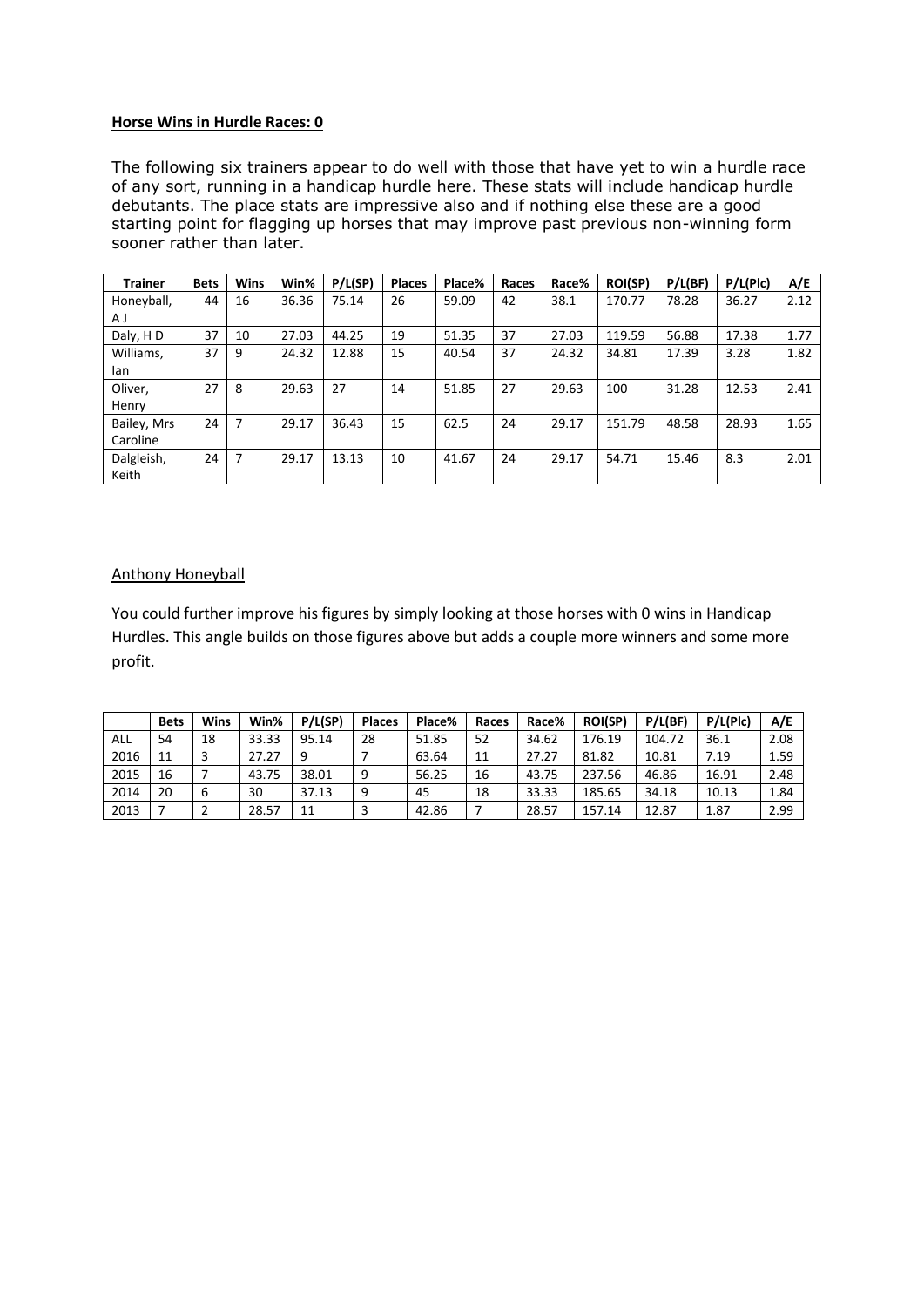**Horse Wins in Hurdle Races: 0**

The following six trainers appear to do well with those that have yet to win a hurdle race of any sort, running in a handicap hurdle here. These stats will include handicap hurdle debutants. The place stats are impressive also and if nothing else these are a good starting point for flagging up horses that may improve past previous non-winning form sooner rather than later.

| Trainer | Bets | Wins | Win% | P/L(SP) | Places | Place% | Races | Race% | ROI(SP) | P/L(BF) | P/L(Plc) | A/E |
|---|---|---|---|---|---|---|---|---|---|---|---|---|
| Honeyball, A J | 44 | 16 | 36.36 | 75.14 | 26 | 59.09 | 42 | 38.1 | 170.77 | 78.28 | 36.27 | 2.12 |
| Daly, H D | 37 | 10 | 27.03 | 44.25 | 19 | 51.35 | 37 | 27.03 | 119.59 | 56.88 | 17.38 | 1.77 |
| Williams, Ian | 37 | 9 | 24.32 | 12.88 | 15 | 40.54 | 37 | 24.32 | 34.81 | 17.39 | 3.28 | 1.82 |
| Oliver, Henry | 27 | 8 | 29.63 | 27 | 14 | 51.85 | 27 | 29.63 | 100 | 31.28 | 12.53 | 2.41 |
| Bailey, Mrs Caroline | 24 | 7 | 29.17 | 36.43 | 15 | 62.5 | 24 | 29.17 | 151.79 | 48.58 | 28.93 | 1.65 |
| Dalgleish, Keith | 24 | 7 | 29.17 | 13.13 | 10 | 41.67 | 24 | 29.17 | 54.71 | 15.46 | 8.3 | 2.01 |

Anthony Honeyball

You could further improve his figures by simply looking at those horses with 0 wins in Handicap Hurdles. This angle builds on those figures above but adds a couple more winners and some more profit.

| | Bets | Wins | Win% | P/L(SP) | Places | Place% | Races | Race% | ROI(SP) | P/L(BF) | P/L(Plc) | A/E |
|---|---|---|---|---|---|---|---|---|---|---|---|---|
| ALL | 54 | 18 | 33.33 | 95.14 | 28 | 51.85 | 52 | 34.62 | 176.19 | 104.72 | 36.1 | 2.08 |
| 2016 | 11 | 3 | 27.27 | 9 | 7 | 63.64 | 11 | 27.27 | 81.82 | 10.81 | 7.19 | 1.59 |
| 2015 | 16 | 7 | 43.75 | 38.01 | 9 | 56.25 | 16 | 43.75 | 237.56 | 46.86 | 16.91 | 2.48 |
| 2014 | 20 | 6 | 30 | 37.13 | 9 | 45 | 18 | 33.33 | 185.65 | 34.18 | 10.13 | 1.84 |
| 2013 | 7 | 2 | 28.57 | 11 | 3 | 42.86 | 7 | 28.57 | 157.14 | 12.87 | 1.87 | 2.99 |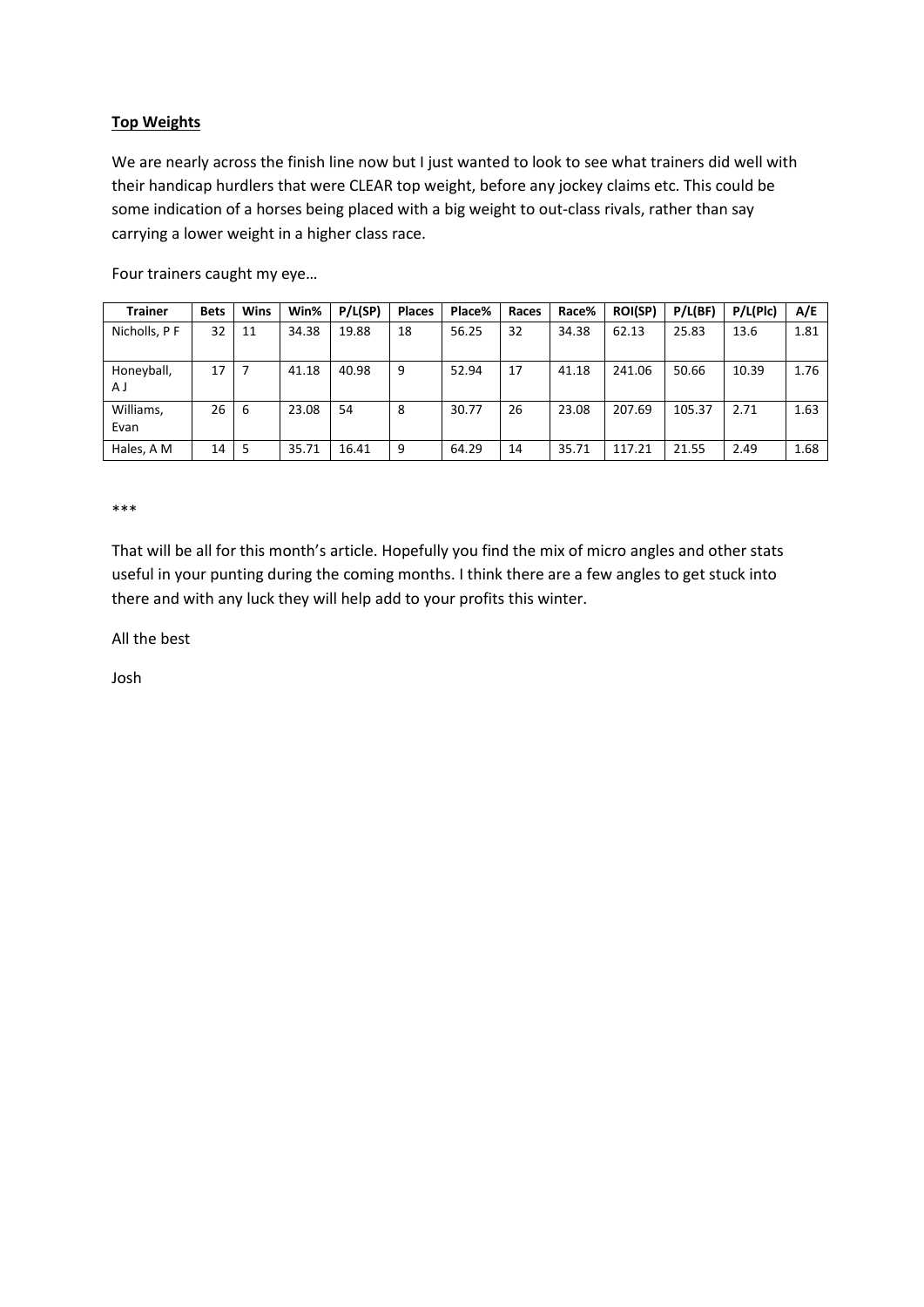**Top Weights**

We are nearly across the finish line now but I just wanted to look to see what trainers did well with their handicap hurdlers that were CLEAR top weight, before any jockey claims etc. This could be some indication of a horses being placed with a big weight to out-class rivals, rather than say carrying a lower weight in a higher class race.

Four trainers caught my eye…

| Trainer | Bets | Wins | Win% | P/L(SP) | Places | Place% | Races | Race% | ROI(SP) | P/L(BF) | P/L(Plc) | A/E |
|---|---|---|---|---|---|---|---|---|---|---|---|---|
| Nicholls, P F | 32 | 11 | 34.38 | 19.88 | 18 | 56.25 | 32 | 34.38 | 62.13 | 25.83 | 13.6 | 1.81 |
| Honeyball, A J | 17 | 7 | 41.18 | 40.98 | 9 | 52.94 | 17 | 41.18 | 241.06 | 50.66 | 10.39 | 1.76 |
| Williams, Evan | 26 | 6 | 23.08 | 54 | 8 | 30.77 | 26 | 23.08 | 207.69 | 105.37 | 2.71 | 1.63 |
| Hales, A M | 14 | 5 | 35.71 | 16.41 | 9 | 64.29 | 14 | 35.71 | 117.21 | 21.55 | 2.49 | 1.68 |

***

That will be all for this month's article. Hopefully you find the mix of micro angles and other stats useful in your punting during the coming months. I think there are a few angles to get stuck into there and with any luck they will help add to your profits this winter.

All the best

Josh